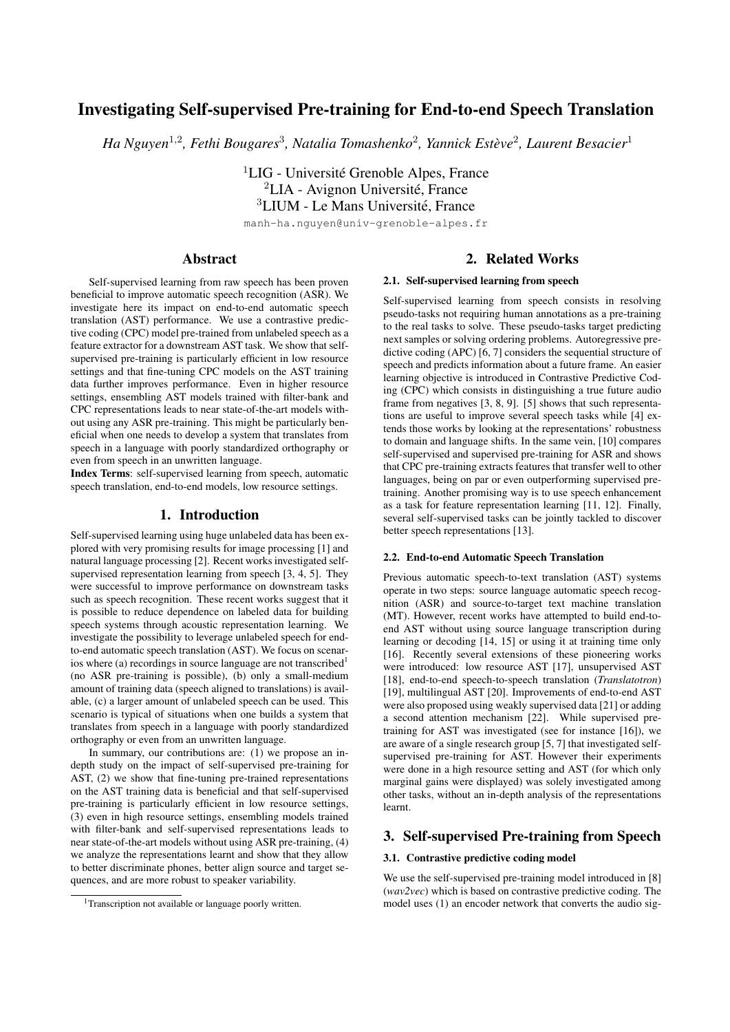# Investigating Self-supervised Pre-training for End-to-end Speech Translation

*Ha Nguyen*[1,2]*, Fethi Bougares*[3]*, Natalia Tomashenko*[2]*, Yannick Estève*[2]*, Laurent Besacier*[1]

[1]LIG - Université Grenoble Alpes, France
[2]LIA - Avignon Université, France
[3]LIUM - Le Mans Université, France

manh-ha.nguyen@univ-grenoble-alpes.fr

## Abstract

Self-supervised learning from raw speech has been proven beneficial to improve automatic speech recognition (ASR). We investigate here its impact on end-to-end automatic speech translation (AST) performance. We use a contrastive predictive coding (CPC) model pre-trained from unlabeled speech as a feature extractor for a downstream AST task. We show that self-supervised pre-training is particularly efficient in low resource settings and that fine-tuning CPC models on the AST training data further improves performance. Even in higher resource settings, ensembling AST models trained with filter-bank and CPC representations leads to near state-of-the-art models without using any ASR pre-training. This might be particularly beneficial when one needs to develop a system that translates from speech in a language with poorly standardized orthography or even from speech in an unwritten language.

**Index Terms**: self-supervised learning from speech, automatic speech translation, end-to-end models, low resource settings.

## 1. Introduction

Self-supervised learning using huge unlabeled data has been explored with very promising results for image processing [1] and natural language processing [2]. Recent works investigated self-supervised representation learning from speech [3, 4, 5]. They were successful to improve performance on downstream tasks such as speech recognition. These recent works suggest that it is possible to reduce dependence on labeled data for building speech systems through acoustic representation learning. We investigate the possibility to leverage unlabeled speech for end-to-end automatic speech translation (AST). We focus on scenarios where (a) recordings in source language are not transcribed[1] (no ASR pre-training is possible), (b) only a small-medium amount of training data (speech aligned to translations) is available, (c) a larger amount of unlabeled speech can be used. This scenario is typical of situations when one builds a system that translates from speech in a language with poorly standardized orthography or even from an unwritten language.

In summary, our contributions are: (1) we propose an in-depth study on the impact of self-supervised pre-training for AST, (2) we show that fine-tuning pre-trained representations on the AST training data is beneficial and that self-supervised pre-training is particularly efficient in low resource settings, (3) even in high resource settings, ensembling models trained with filter-bank and self-supervised representations leads to near state-of-the-art models without using ASR pre-training, (4) we analyze the representations learnt and show that they allow to better discriminate phones, better align source and target sequences, and are more robust to speaker variability.

[1]Transcription not available or language poorly written.

## 2. Related Works

### 2.1. Self-supervised learning from speech

Self-supervised learning from speech consists in resolving pseudo-tasks not requiring human annotations as a pre-training to the real tasks to solve. These pseudo-tasks target predicting next samples or solving ordering problems. Autoregressive predictive coding (APC) [6, 7] considers the sequential structure of speech and predicts information about a future frame. An easier learning objective is introduced in Contrastive Predictive Coding (CPC) which consists in distinguishing a true future audio frame from negatives [3, 8, 9]. [5] shows that such representations are useful to improve several speech tasks while [4] extends those works by looking at the representations' robustness to domain and language shifts. In the same vein, [10] compares self-supervised and supervised pre-training for ASR and shows that CPC pre-training extracts features that transfer well to other languages, being on par or even outperforming supervised pre-training. Another promising way is to use speech enhancement as a task for feature representation learning [11, 12]. Finally, several self-supervised tasks can be jointly tackled to discover better speech representations [13].

### 2.2. End-to-end Automatic Speech Translation

Previous automatic speech-to-text translation (AST) systems operate in two steps: source language automatic speech recognition (ASR) and source-to-target text machine translation (MT). However, recent works have attempted to build end-to-end AST without using source language transcription during learning or decoding [14, 15] or using it at training time only [16]. Recently several extensions of these pioneering works were introduced: low resource AST [17], unsupervised AST [18], end-to-end speech-to-speech translation (*Translatotron*) [19], multilingual AST [20]. Improvements of end-to-end AST were also proposed using weakly supervised data [21] or adding a second attention mechanism [22]. While supervised pre-training for AST was investigated (see for instance [16]), we are aware of a single research group [5, 7] that investigated self-supervised pre-training for AST. However their experiments were done in a high resource setting and AST (for which only marginal gains were displayed) was solely investigated among other tasks, without an in-depth analysis of the representations learnt.

## 3. Self-supervised Pre-training from Speech

### 3.1. Contrastive predictive coding model

We use the self-supervised pre-training model introduced in [8] (*wav2vec*) which is based on contrastive predictive coding. The model uses (1) an encoder network that converts the audio sig-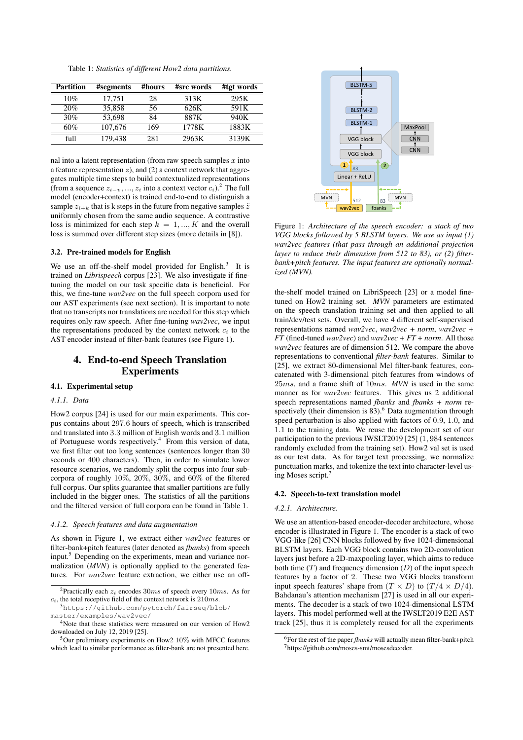Table 1: *Statistics of different How2 data partitions.*

| Partition | #segments | #hours | #src words | #tgt words |
|---|---|---|---|---|
| 10% | 17,751 | 28 | 313K | 295K |
| 20% | 35,858 | 56 | 626K | 591K |
| 30% | 53,698 | 84 | 887K | 940K |
| 60% | 107,676 | 169 | 1778K | 1883K |
| full | 179,438 | 281 | 2963K | 3139K |

nal into a latent representation (from raw speech samples $x$ into a feature representation $z$), and (2) a context network that aggregates multiple time steps to build contextualized representations (from a sequence $z_{i-v}, ..., z_i$ into a context vector $c_i$).[2] The full model (encoder+context) is trained end-to-end to distinguish a sample $z_{i+k}$ that is k steps in the future from negative samples $\tilde{z}$ uniformly chosen from the same audio sequence. A contrastive loss is minimized for each step $k = 1, ..., K$ and the overall loss is summed over different step sizes (more details in [8]).

### 3.2. Pre-trained models for English

We use an off-the-shelf model provided for English.[3] It is trained on *Librispeech* corpus [23]. We also investigate if fine-tuning the model on our task specific data is beneficial. For this, we fine-tune *wav2vec* on the full speech corpora used for our AST experiments (see next section). It is important to note that no transcripts nor translations are needed for this step which requires only raw speech. After fine-tuning *wav2vec*, we input the representations produced by the context network $c_i$ to the AST encoder instead of filter-bank features (see Figure 1).

## 4. End-to-end Speech Translation Experiments

### 4.1. Experimental setup

#### 4.1.1. Data

How2 corpus [24] is used for our main experiments. This corpus contains about 297.6 hours of speech, which is transcribed and translated into 3.3 million of English words and 3.1 million of Portuguese words respectively.[4] From this version of data, we first filter out too long sentences (sentences longer than 30 seconds or 400 characters). Then, in order to simulate lower resource scenarios, we randomly split the corpus into four sub-corpora of roughly 10%, 20%, 30%, and 60% of the filtered full corpus. Our splits guarantee that smaller partitions are fully included in the bigger ones. The statistics of all the partitions and the filtered version of full corpora can be found in Table 1.

#### 4.1.2. Speech features and data augmentation

As shown in Figure 1, we extract either *wav2vec* features or filter-bank+pitch features (later denoted as *fbanks*) from speech input.[5] Depending on the experiments, mean and variance normalization (*MVN*) is optionally applied to the generated features. For *wav2vec* feature extraction, we either use an off-the-shelf model trained on LibriSpeech [23] or a model fine-tuned on How2 training set. *MVN* parameters are estimated on the speech translation training set and then applied to all train/dev/test sets. Overall, we have 4 different self-supervised representations named *wav2vec*, *wav2vec + norm*, *wav2vec + FT* (fined-tuned *wav2vec*) and *wav2vec + FT + norm*. All those *wav2vec* features are of dimension 512. We compare the above representations to conventional *filter-bank* features. Similar to [25], we extract 80-dimensional Mel filter-bank features, concatenated with 3-dimensional pitch features from windows of $25ms$, and a frame shift of $10ms$. *MVN* is used in the same manner as for *wav2vec* features. This gives us 2 additional speech representations named *fbanks* and *fbanks + norm* respectively (their dimension is 83).[6] Data augmentation through speed perturbation is also applied with factors of 0.9, 1.0, and 1.1 to the training data. We reuse the development set of our participation to the previous IWSLT2019 [25] (1,984 sentences randomly excluded from the training set). How2 val set is used as our test data. As for target text processing, we normalize punctuation marks, and tokenize the text into character-level using Moses script.[7]

Figure 1: *Architecture of the speech encoder: a stack of two VGG blocks followed by 5 BLSTM layers. We use as input (1) wav2vec features (that pass through an additional projection layer to reduce their dimension from 512 to 83), or (2) filter-bank+pitch features. The input features are optionally normalized (MVN).*

### 4.2. Speech-to-text translation model

#### 4.2.1. Architecture.

We use an attention-based encoder-decoder architecture, whose encoder is illustrated in Figure 1. The encoder is a stack of two VGG-like [26] CNN blocks followed by five 1024-dimensional BLSTM layers. Each VGG block contains two 2D-convolution layers just before a 2D-maxpooling layer, which aims to reduce both time ($T$) and frequency dimension ($D$) of the input speech features by a factor of 2. These two VGG blocks transform input speech features' shape from $(T \times D)$ to $(T/4 \times D/4)$. Bahdanau's attention mechanism [27] is used in all our experiments. The decoder is a stack of two 1024-dimensional LSTM layers. This model performed well at the IWSLT2019 E2E AST track [25], thus it is completely reused for all the experiments

[2] Practically each $z_i$ encodes $30ms$ of speech every $10ms$. As for $c_i$, the total receptive field of the context network is $210ms$.

[3] https://github.com/pytorch/fairseq/blob/master/examples/wav2vec/

[4] Note that these statistics were measured on our version of How2 downloaded on July 12, 2019 [25].

[5] Our preliminary experiments on How2 10% with MFCC features which lead to similar performance as filter-bank are not presented here.

[6] For the rest of the paper *fbanks* will actually mean filter-bank+pitch

[7] https://github.com/moses-smt/mosesdecoder.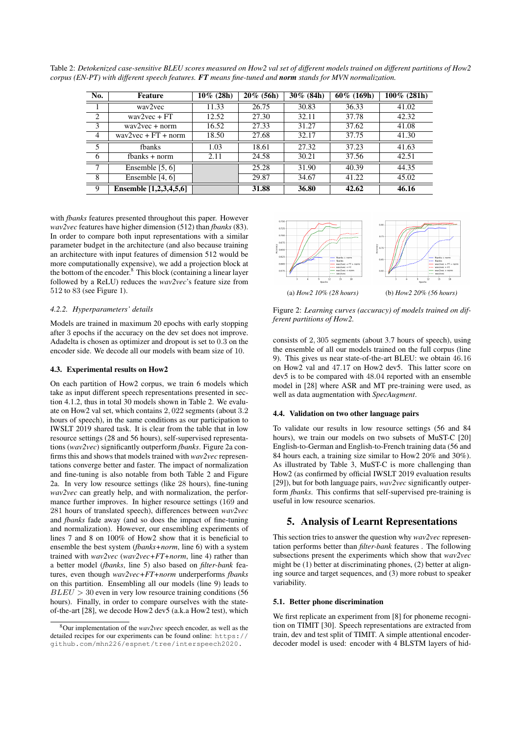Table 2: *Detokenized case-sensitive BLEU scores measured on How2 val set of different models trained on different partitions of How2 corpus (EN-PT) with different speech features.* ***FT*** *means fine-tuned and* ***norm*** *stands for MVN normalization.*

| No. | Feature | 10% (28h) | 20% (56h) | 30% (84h) | 60% (169h) | 100% (281h) |
|---|---|---|---|---|---|---|
| 1 | wav2vec | 11.33 | 26.75 | 30.83 | 36.33 | 41.02 |
| 2 | wav2vec + FT | 12.52 | 27.30 | 32.11 | 37.78 | 42.32 |
| 3 | wav2vec + norm | 16.52 | 27.33 | 31.27 | 37.62 | 41.08 |
| 4 | wav2vec + FT + norm | 18.50 | 27.68 | 32.17 | 37.75 | 41.30 |
| 5 | fbanks | 1.03 | 18.61 | 27.32 | 37.23 | 41.63 |
| 6 | fbanks + norm | 2.11 | 24.58 | 30.21 | 37.56 | 42.51 |
| 7 | Ensemble [5, 6] | | 25.28 | 31.90 | 40.39 | 44.35 |
| 8 | Ensemble [4, 6] | | 29.87 | 34.67 | 41.22 | 45.02 |
| 9 | **Ensemble [1,2,3,4,5,6]** | | **31.88** | **36.80** | **42.62** | **46.16** |

with *fbanks* features presented throughout this paper. However *wav2vec* features have higher dimension (512) than *fbanks* (83). In order to compare both input representations with a similar parameter budget in the architecture (and also because training an architecture with input features of dimension 512 would be more computationally expensive), we add a projection block at the bottom of the encoder.[8] This block (containing a linear layer followed by a ReLU) reduces the *wav2vec*'s feature size from 512 to 83 (see Figure 1).

#### 4.2.2. Hyperparameters' details

Models are trained in maximum 20 epochs with early stopping after 3 epochs if the accuracy on the dev set does not improve. Adadelta is chosen as optimizer and dropout is set to 0.3 on the encoder side. We decode all our models with beam size of 10.

### 4.3. Experimental results on How2

On each partition of How2 corpus, we train 6 models which take as input different speech representations presented in section 4.1.2, thus in total 30 models shown in Table 2. We evaluate on How2 val set, which contains 2,022 segments (about 3.2 hours of speech), in the same conditions as our participation to IWSLT 2019 shared task. It is clear from the table that in low resource settings (28 and 56 hours), self-supervised representations (*wav2vec*) significantly outperform *fbanks*. Figure 2a confirms this and shows that models trained with *wav2vec* representations converge better and faster. The impact of normalization and fine-tuning is also notable from both Table 2 and Figure 2a. In very low resource settings (like 28 hours), fine-tuning *wav2vec* can greatly help, and with normalization, the performance further improves. In higher resource settings (169 and 281 hours of translated speech), differences between *wav2vec* and *fbanks* fade away (and so does the impact of fine-tuning and normalization). However, our ensembling experiments of lines 7 and 8 on 100% of How2 show that it is beneficial to ensemble the best system (*fbanks+norm*, line 6) with a system trained with *wav2vec* (*wav2vec+FT+norm*, line 4) rather than a better model (*fbanks*, line 5) also based on *filter-bank* features, even though *wav2vec+FT+norm* underperforms *fbanks* on this partition. Ensembling all our models (line 9) leads to $BLEU > 30$ even in very low resource training conditions (56 hours). Finally, in order to compare ourselves with the state-of-the-art [28], we decode How2 dev5 (a.k.a How2 test), which consists of 2,305 segments (about 3.7 hours of speech), using the ensemble of all our models trained on the full corpus (line 9). This gives us near state-of-the-art BLEU: we obtain 46.16 on How2 val and 47.17 on How2 dev5. This latter score on dev5 is to be compared with 48.04 reported with an ensemble model in [28] where ASR and MT pre-training were used, as well as data augmentation with *SpecAugment*.

(a) *How2 10% (28 hours)* (b) *How2 20% (56 hours)*

Figure 2: *Learning curves (accuracy) of models trained on different partitions of How2.*

### 4.4. Validation on two other language pairs

To validate our results in low resource settings (56 and 84 hours), we train our models on two subsets of MuST-C [20] English-to-German and English-to-French training data (56 and 84 hours each, a training size similar to How2 20% and 30%). As illustrated by Table 3, MuST-C is more challenging than How2 (as confirmed by official IWSLT 2019 evaluation results [29]), but for both language pairs, *wav2vec* significantly outperform *fbanks*. This confirms that self-supervised pre-training is useful in low resource scenarios.

## 5. Analysis of Learnt Representations

This section tries to answer the question why *wav2vec* representation performs better than *filter-bank* features . The following subsections present the experiments which show that *wav2vec* might be (1) better at discriminating phones, (2) better at aligning source and target sequences, and (3) more robust to speaker variability.

### 5.1. Better phone discrimination

We first replicate an experiment from [8] for phoneme recognition on TIMIT [30]. Speech representations are extracted from train, dev and test split of TIMIT. A simple attentional encoder-decoder model is used: encoder with 4 BLSTM layers of hid-

[8] Our implementation of the *wav2vec* speech encoder, as well as the detailed recipes for our experiments can be found online: `https://github.com/mhn226/espnet/tree/interspeech2020`.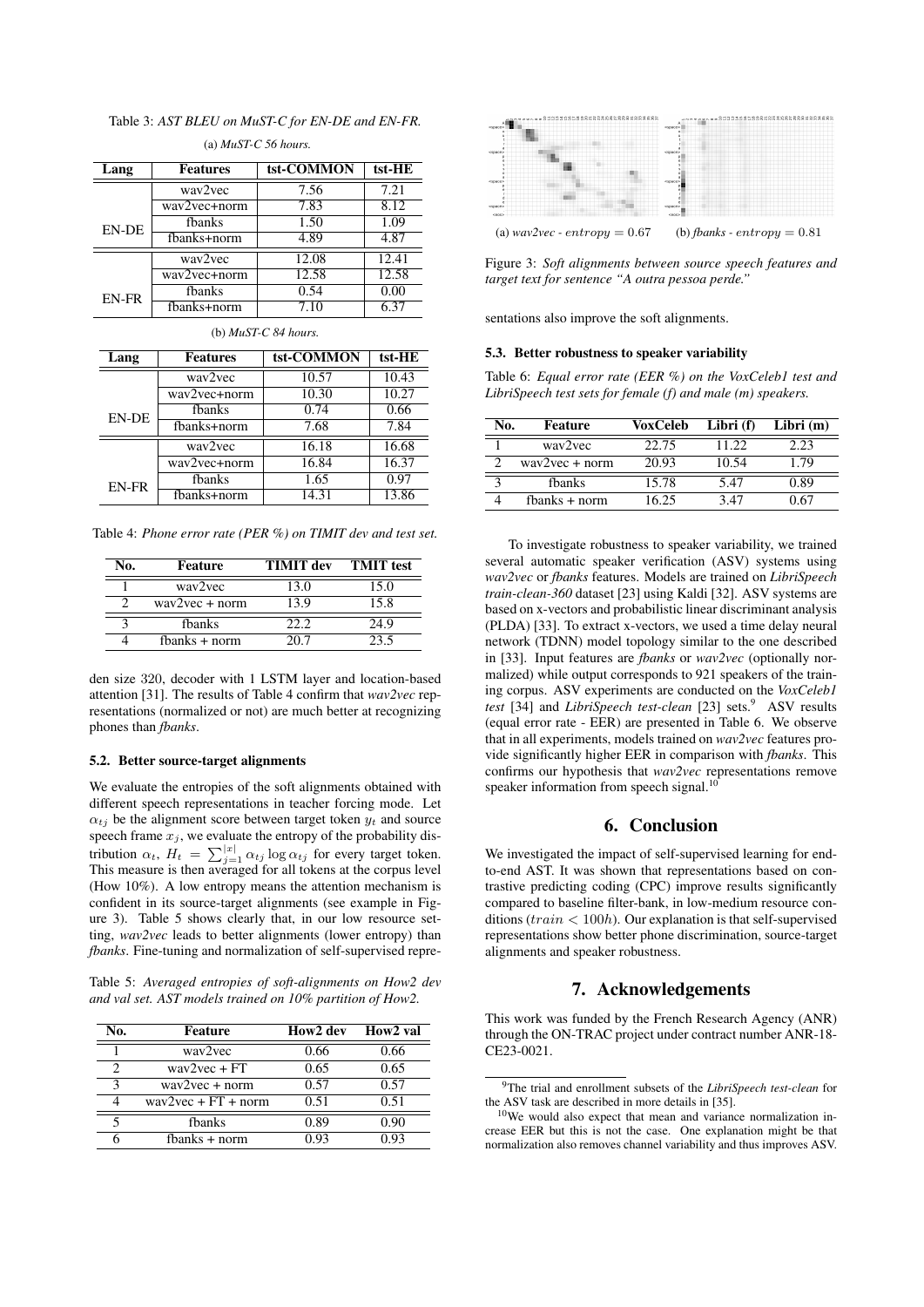Table 3: *AST BLEU on MuST-C for EN-DE and EN-FR.*

(a) *MuST-C 56 hours.*

| Lang | Features | tst-COMMON | tst-HE |
|---|---|---|---|
| EN-DE | wav2vec | 7.56 | 7.21 |
| | wav2vec+norm | 7.83 | 8.12 |
| | fbanks | 1.50 | 1.09 |
| | fbanks+norm | 4.89 | 4.87 |
| EN-FR | wav2vec | 12.08 | 12.41 |
| | wav2vec+norm | 12.58 | 12.58 |
| | fbanks | 0.54 | 0.00 |
| | fbanks+norm | 7.10 | 6.37 |

(b) *MuST-C 84 hours.*

| Lang | Features | tst-COMMON | tst-HE |
|---|---|---|---|
| EN-DE | wav2vec | 10.57 | 10.43 |
| | wav2vec+norm | 10.30 | 10.27 |
| | fbanks | 0.74 | 0.66 |
| | fbanks+norm | 7.68 | 7.84 |
| EN-FR | wav2vec | 16.18 | 16.68 |
| | wav2vec+norm | 16.84 | 16.37 |
| | fbanks | 1.65 | 0.97 |
| | fbanks+norm | 14.31 | 13.86 |

Table 4: *Phone error rate (PER %) on TIMIT dev and test set.*

| No. | Feature | TIMIT dev | TMIT test |
|---|---|---|---|
| 1 | wav2vec | 13.0 | 15.0 |
| 2 | wav2vec + norm | 13.9 | 15.8 |
| 3 | fbanks | 22.2 | 24.9 |
| 4 | fbanks + norm | 20.7 | 23.5 |

den size 320, decoder with 1 LSTM layer and location-based attention [31]. The results of Table 4 confirm that *wav2vec* representations (normalized or not) are much better at recognizing phones than *fbanks*.

### 5.2. Better source-target alignments

We evaluate the entropies of the soft alignments obtained with different speech representations in teacher forcing mode. Let $\alpha_{tj}$ be the alignment score between target token $y_t$ and source speech frame $x_j$, we evaluate the entropy of the probability distribution $\alpha_t$, $H_t = \sum_{j=1}^{|x|} \alpha_{tj} \log \alpha_{tj}$ for every target token. This measure is then averaged for all tokens at the corpus level (How 10%). A low entropy means the attention mechanism is confident in its source-target alignments (see example in Figure 3). Table 5 shows clearly that, in our low resource setting, *wav2vec* leads to better alignments (lower entropy) than *fbanks*. Fine-tuning and normalization of self-supervised representations also improve the soft alignments.

Table 5: *Averaged entropies of soft-alignments on How2 dev and val set. AST models trained on 10% partition of How2.*

| No. | Feature | How2 dev | How2 val |
|---|---|---|---|
| 1 | wav2vec | 0.66 | 0.66 |
| 2 | wav2vec + FT | 0.65 | 0.65 |
| 3 | wav2vec + norm | 0.57 | 0.57 |
| 4 | wav2vec + FT + norm | 0.51 | 0.51 |
| 5 | fbanks | 0.89 | 0.90 |
| 6 | fbanks + norm | 0.93 | 0.93 |

(a) *wav2vec* - $entropy = 0.67$ (b) *fbanks* - $entropy = 0.81$

Figure 3: *Soft alignments between source speech features and target text for sentence "A outra pessoa perde."*

### 5.3. Better robustness to speaker variability

Table 6: *Equal error rate (EER %) on the VoxCeleb1 test and LibriSpeech test sets for female (f) and male (m) speakers.*

| No. | Feature | VoxCeleb | Libri (f) | Libri (m) |
|---|---|---|---|---|
| 1 | wav2vec | 22.75 | 11.22 | 2.23 |
| 2 | wav2vec + norm | 20.93 | 10.54 | 1.79 |
| 3 | fbanks | 15.78 | 5.47 | 0.89 |
| 4 | fbanks + norm | 16.25 | 3.47 | 0.67 |

To investigate robustness to speaker variability, we trained several automatic speaker verification (ASV) systems using *wav2vec* or *fbanks* features. Models are trained on *LibriSpeech train-clean-360* dataset [23] using Kaldi [32]. ASV systems are based on x-vectors and probabilistic linear discriminant analysis (PLDA) [33]. To extract x-vectors, we used a time delay neural network (TDNN) model topology similar to the one described in [33]. Input features are *fbanks* or *wav2vec* (optionally normalized) while output corresponds to 921 speakers of the training corpus. ASV experiments are conducted on the *VoxCeleb1 test* [34] and *LibriSpeech test-clean* [23] sets.[9] ASV results (equal error rate - EER) are presented in Table 6. We observe that in all experiments, models trained on *wav2vec* features provide significantly higher EER in comparison with *fbanks*. This confirms our hypothesis that *wav2vec* representations remove speaker information from speech signal.[10]

## 6. Conclusion

We investigated the impact of self-supervised learning for end-to-end AST. It was shown that representations based on contrastive predicting coding (CPC) improve results significantly compared to baseline filter-bank, in low-medium resource conditions ($train < 100h$). Our explanation is that self-supervised representations show better phone discrimination, source-target alignments and speaker robustness.

## 7. Acknowledgements

This work was funded by the French Research Agency (ANR) through the ON-TRAC project under contract number ANR-18-CE23-0021.

[9] The trial and enrollment subsets of the *LibriSpeech test-clean* for the ASV task are described in more details in [35].

[10] We would also expect that mean and variance normalization increase EER but this is not the case. One explanation might be that normalization also removes channel variability and thus improves ASV.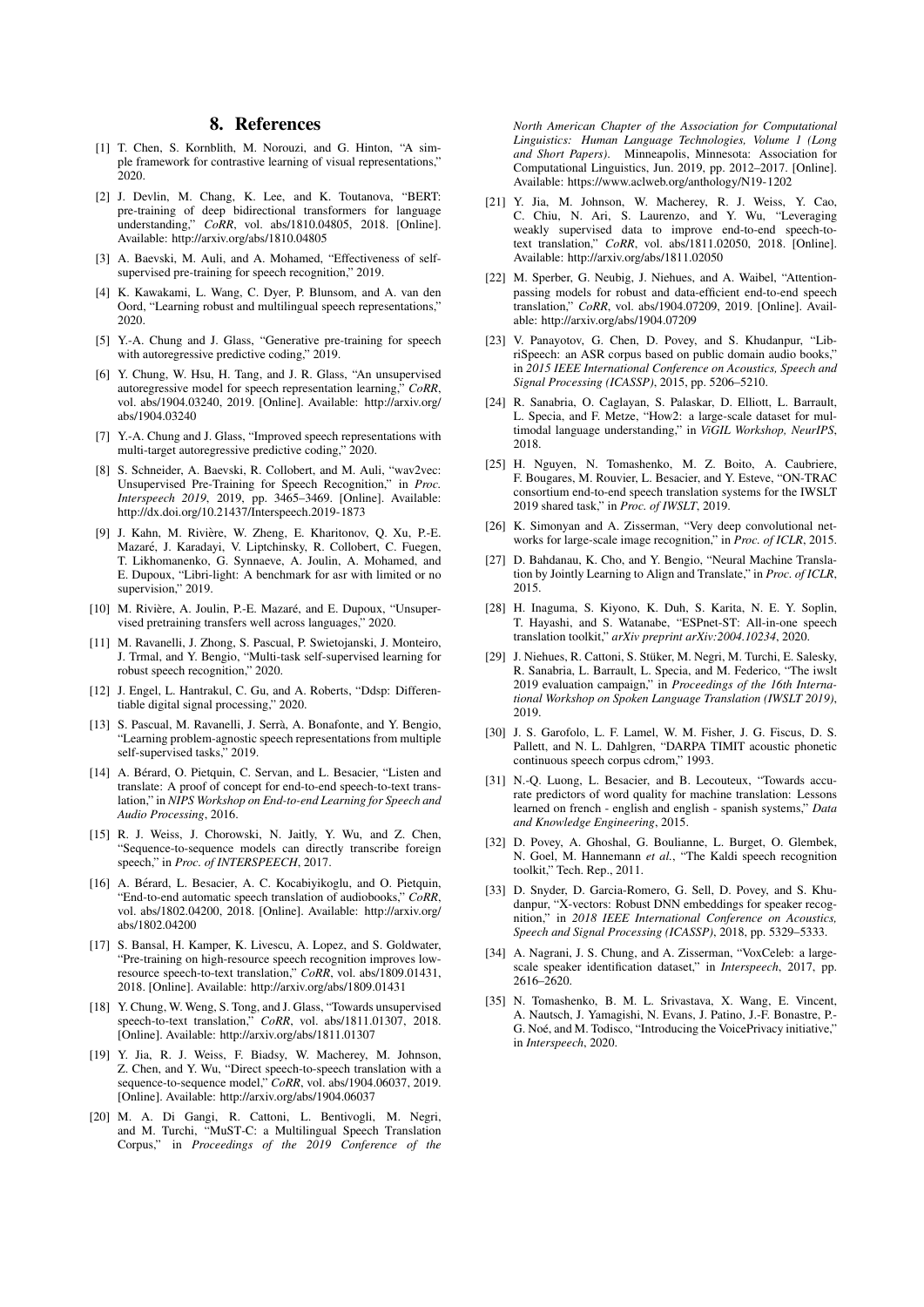## 8. References

[1] T. Chen, S. Kornblith, M. Norouzi, and G. Hinton, "A simple framework for contrastive learning of visual representations," 2020.

[2] J. Devlin, M. Chang, K. Lee, and K. Toutanova, "BERT: pre-training of deep bidirectional transformers for language understanding," *CoRR*, vol. abs/1810.04805, 2018. [Online]. Available: http://arxiv.org/abs/1810.04805

[3] A. Baevski, M. Auli, and A. Mohamed, "Effectiveness of self-supervised pre-training for speech recognition," 2019.

[4] K. Kawakami, L. Wang, C. Dyer, P. Blunsom, and A. van den Oord, "Learning robust and multilingual speech representations," 2020.

[5] Y.-A. Chung and J. Glass, "Generative pre-training for speech with autoregressive predictive coding," 2019.

[6] Y. Chung, W. Hsu, H. Tang, and J. R. Glass, "An unsupervised autoregressive model for speech representation learning," *CoRR*, vol. abs/1904.03240, 2019. [Online]. Available: http://arxiv.org/abs/1904.03240

[7] Y.-A. Chung and J. Glass, "Improved speech representations with multi-target autoregressive predictive coding," 2020.

[8] S. Schneider, A. Baevski, R. Collobert, and M. Auli, "wav2vec: Unsupervised Pre-Training for Speech Recognition," in *Proc. Interspeech 2019*, 2019, pp. 3465–3469. [Online]. Available: http://dx.doi.org/10.21437/Interspeech.2019-1873

[9] J. Kahn, M. Rivière, W. Zheng, E. Kharitonov, Q. Xu, P.-E. Mazaré, J. Karadayi, V. Liptchinsky, R. Collobert, C. Fuegen, T. Likhomanenko, G. Synnaeve, A. Joulin, A. Mohamed, and E. Dupoux, "Libri-light: A benchmark for asr with limited or no supervision," 2019.

[10] M. Rivière, A. Joulin, P.-E. Mazaré, and E. Dupoux, "Unsupervised pretraining transfers well across languages," 2020.

[11] M. Ravanelli, J. Zhong, S. Pascual, P. Swietojanski, J. Monteiro, J. Trmal, and Y. Bengio, "Multi-task self-supervised learning for robust speech recognition," 2020.

[12] J. Engel, L. Hantrakul, C. Gu, and A. Roberts, "Ddsp: Differentiable digital signal processing," 2020.

[13] S. Pascual, M. Ravanelli, J. Serrà, A. Bonafonte, and Y. Bengio, "Learning problem-agnostic speech representations from multiple self-supervised tasks," 2019.

[14] A. Bérard, O. Pietquin, C. Servan, and L. Besacier, "Listen and translate: A proof of concept for end-to-end speech-to-text translation," in *NIPS Workshop on End-to-end Learning for Speech and Audio Processing*, 2016.

[15] R. J. Weiss, J. Chorowski, N. Jaitly, Y. Wu, and Z. Chen, "Sequence-to-sequence models can directly transcribe foreign speech," in *Proc. of INTERSPEECH*, 2017.

[16] A. Bérard, L. Besacier, A. C. Kocabiyikoglu, and O. Pietquin, "End-to-end automatic speech translation of audiobooks," *CoRR*, vol. abs/1802.04200, 2018. [Online]. Available: http://arxiv.org/abs/1802.04200

[17] S. Bansal, H. Kamper, K. Livescu, A. Lopez, and S. Goldwater, "Pre-training on high-resource speech recognition improves low-resource speech-to-text translation," *CoRR*, vol. abs/1809.01431, 2018. [Online]. Available: http://arxiv.org/abs/1809.01431

[18] Y. Chung, W. Weng, S. Tong, and J. Glass, "Towards unsupervised speech-to-text translation," *CoRR*, vol. abs/1811.01307, 2018. [Online]. Available: http://arxiv.org/abs/1811.01307

[19] Y. Jia, R. J. Weiss, F. Biadsy, W. Macherey, M. Johnson, Z. Chen, and Y. Wu, "Direct speech-to-speech translation with a sequence-to-sequence model," *CoRR*, vol. abs/1904.06037, 2019. [Online]. Available: http://arxiv.org/abs/1904.06037

[20] M. A. Di Gangi, R. Cattoni, L. Bentivogli, M. Negri, and M. Turchi, "MuST-C: a Multilingual Speech Translation Corpus," in *Proceedings of the 2019 Conference of the North American Chapter of the Association for Computational Linguistics: Human Language Technologies, Volume 1 (Long and Short Papers)*. Minneapolis, Minnesota: Association for Computational Linguistics, Jun. 2019, pp. 2012–2017. [Online]. Available: https://www.aclweb.org/anthology/N19-1202

[21] Y. Jia, M. Johnson, W. Macherey, R. J. Weiss, Y. Cao, C. Chiu, N. Ari, S. Laurenzo, and Y. Wu, "Leveraging weakly supervised data to improve end-to-end speech-to-text translation," *CoRR*, vol. abs/1811.02050, 2018. [Online]. Available: http://arxiv.org/abs/1811.02050

[22] M. Sperber, G. Neubig, J. Niehues, and A. Waibel, "Attention-passing models for robust and data-efficient end-to-end speech translation," *CoRR*, vol. abs/1904.07209, 2019. [Online]. Available: http://arxiv.org/abs/1904.07209

[23] V. Panayotov, G. Chen, D. Povey, and S. Khudanpur, "Librispeech: an ASR corpus based on public domain audio books," in *2015 IEEE International Conference on Acoustics, Speech and Signal Processing (ICASSP)*, 2015, pp. 5206–5210.

[24] R. Sanabria, O. Caglayan, S. Palaskar, D. Elliott, L. Barrault, L. Specia, and F. Metze, "How2: a large-scale dataset for multimodal language understanding," in *ViGIL Workshop, NeurIPS*, 2018.

[25] H. Nguyen, N. Tomashenko, M. Z. Boito, A. Caubriere, F. Bougares, M. Rouvier, L. Besacier, and Y. Esteve, "ON-TRAC consortium end-to-end speech translation systems for the IWSLT 2019 shared task," in *Proc. of IWSLT*, 2019.

[26] K. Simonyan and A. Zisserman, "Very deep convolutional networks for large-scale image recognition," in *Proc. of ICLR*, 2015.

[27] D. Bahdanau, K. Cho, and Y. Bengio, "Neural Machine Translation by Jointly Learning to Align and Translate," in *Proc. of ICLR*, 2015.

[28] H. Inaguma, S. Kiyono, K. Duh, S. Karita, N. E. Y. Soplin, T. Hayashi, and S. Watanabe, "ESPnet-ST: All-in-one speech translation toolkit," *arXiv preprint arXiv:2004.10234*, 2020.

[29] J. Niehues, R. Cattoni, S. Stüker, M. Negri, M. Turchi, E. Salesky, R. Sanabria, L. Barrault, L. Specia, and M. Federico, "The iwslt 2019 evaluation campaign," in *Proceedings of the 16th International Workshop on Spoken Language Translation (IWSLT 2019)*, 2019.

[30] J. S. Garofolo, L. F. Lamel, W. M. Fisher, J. G. Fiscus, D. S. Pallett, and N. L. Dahlgren, "DARPA TIMIT acoustic phonetic continuous speech corpus cdrom," 1993.

[31] N.-Q. Luong, L. Besacier, and B. Lecouteux, "Towards accurate predictors of word quality for machine translation: Lessons learned on french - english and english - spanish systems," *Data and Knowledge Engineering*, 2015.

[32] D. Povey, A. Ghoshal, G. Boulianne, L. Burget, O. Glembek, N. Goel, M. Hannemann *et al.*, "The Kaldi speech recognition toolkit," Tech. Rep., 2011.

[33] D. Snyder, D. Garcia-Romero, G. Sell, D. Povey, and S. Khudanpur, "X-vectors: Robust DNN embeddings for speaker recognition," in *2018 IEEE International Conference on Acoustics, Speech and Signal Processing (ICASSP)*, 2018, pp. 5329–5333.

[34] A. Nagrani, J. S. Chung, and A. Zisserman, "VoxCeleb: a large-scale speaker identification dataset," in *Interspeech*, 2017, pp. 2616–2620.

[35] N. Tomashenko, B. M. L. Srivastava, X. Wang, E. Vincent, A. Nautsch, J. Yamagishi, N. Evans, J. Patino, J.-F. Bonastre, P.-G. Noé, and M. Todisco, "Introducing the VoicePrivacy initiative," in *Interspeech*, 2020.